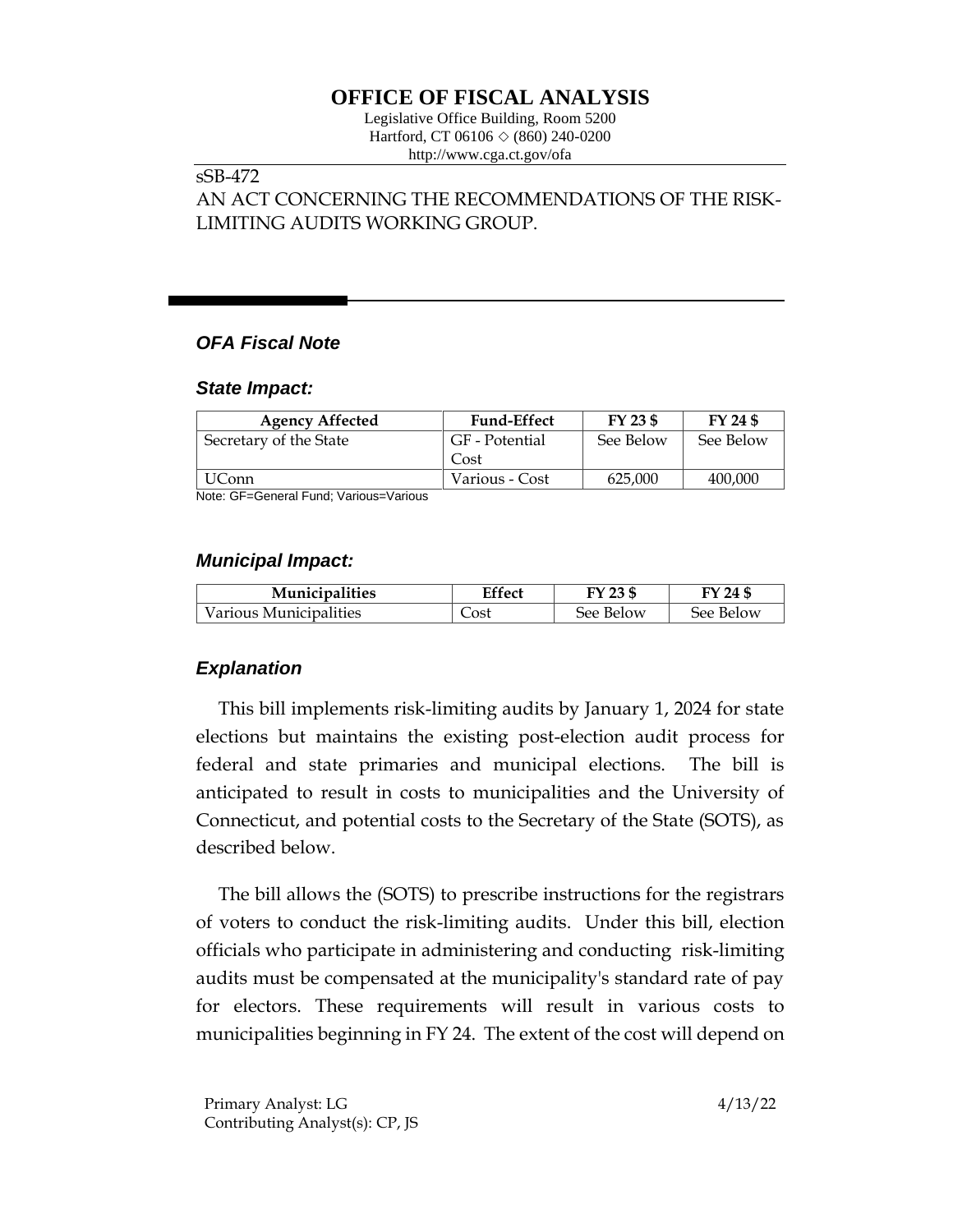# OFFICE OF FISCAL ANALYSIS

Legislative Office Building, Room 5200
Hartford, CT 06106 ◇ (860) 240-0200
http://www.cga.ct.gov/ofa

sSB-472
AN ACT CONCERNING THE RECOMMENDATIONS OF THE RISK-LIMITING AUDITS WORKING GROUP.

## *OFA Fiscal Note*

### *State Impact:*

| Agency Affected | Fund-Effect | FY 23 $ | FY 24 $ |
|---|---|---|---|
| Secretary of the State | GF - Potential Cost | See Below | See Below |
| UConn | Various - Cost | 625,000 | 400,000 |

Note: GF=General Fund; Various=Various

### *Municipal Impact:*

| Municipalities | Effect | FY 23 $ | FY 24 $ |
|---|---|---|---|
| Various Municipalities | Cost | See Below | See Below |

### *Explanation*

This bill implements risk-limiting audits by January 1, 2024 for state elections but maintains the existing post-election audit process for federal and state primaries and municipal elections. The bill is anticipated to result in costs to municipalities and the University of Connecticut, and potential costs to the Secretary of the State (SOTS), as described below.

The bill allows the (SOTS) to prescribe instructions for the registrars of voters to conduct the risk-limiting audits. Under this bill, election officials who participate in administering and conducting risk-limiting audits must be compensated at the municipality's standard rate of pay for electors. These requirements will result in various costs to municipalities beginning in FY 24. The extent of the cost will depend on

Primary Analyst: LG
Contributing Analyst(s): CP, JS

4/13/22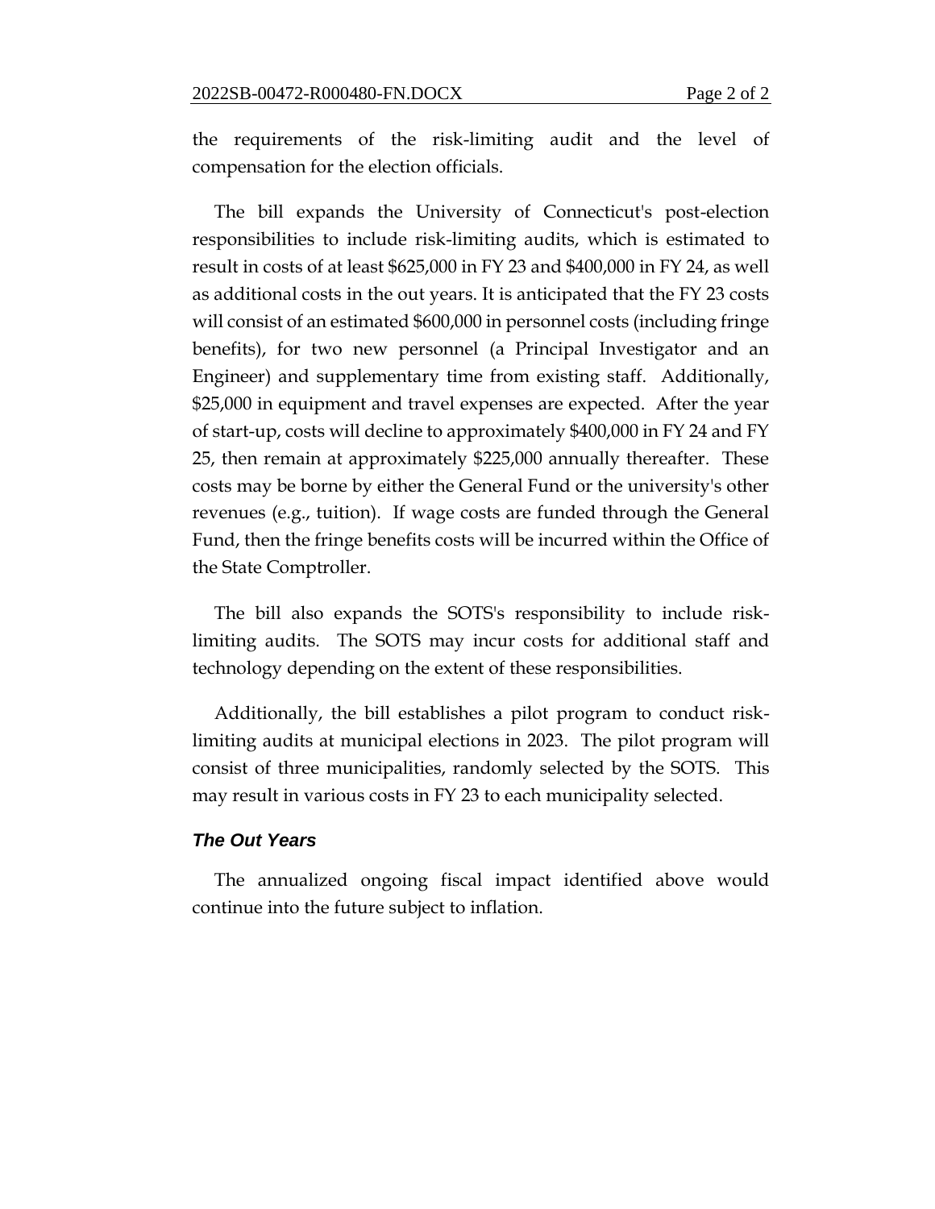the requirements of the risk-limiting audit and the level of compensation for the election officials.

The bill expands the University of Connecticut's post-election responsibilities to include risk-limiting audits, which is estimated to result in costs of at least $625,000 in FY 23 and $400,000 in FY 24, as well as additional costs in the out years. It is anticipated that the FY 23 costs will consist of an estimated $600,000 in personnel costs (including fringe benefits), for two new personnel (a Principal Investigator and an Engineer) and supplementary time from existing staff. Additionally, $25,000 in equipment and travel expenses are expected. After the year of start-up, costs will decline to approximately $400,000 in FY 24 and FY 25, then remain at approximately $225,000 annually thereafter. These costs may be borne by either the General Fund or the university's other revenues (e.g., tuition). If wage costs are funded through the General Fund, then the fringe benefits costs will be incurred within the Office of the State Comptroller.

The bill also expands the SOTS's responsibility to include risk-limiting audits. The SOTS may incur costs for additional staff and technology depending on the extent of these responsibilities.

Additionally, the bill establishes a pilot program to conduct risk-limiting audits at municipal elections in 2023. The pilot program will consist of three municipalities, randomly selected by the SOTS. This may result in various costs in FY 23 to each municipality selected.

### *The Out Years*

The annualized ongoing fiscal impact identified above would continue into the future subject to inflation.